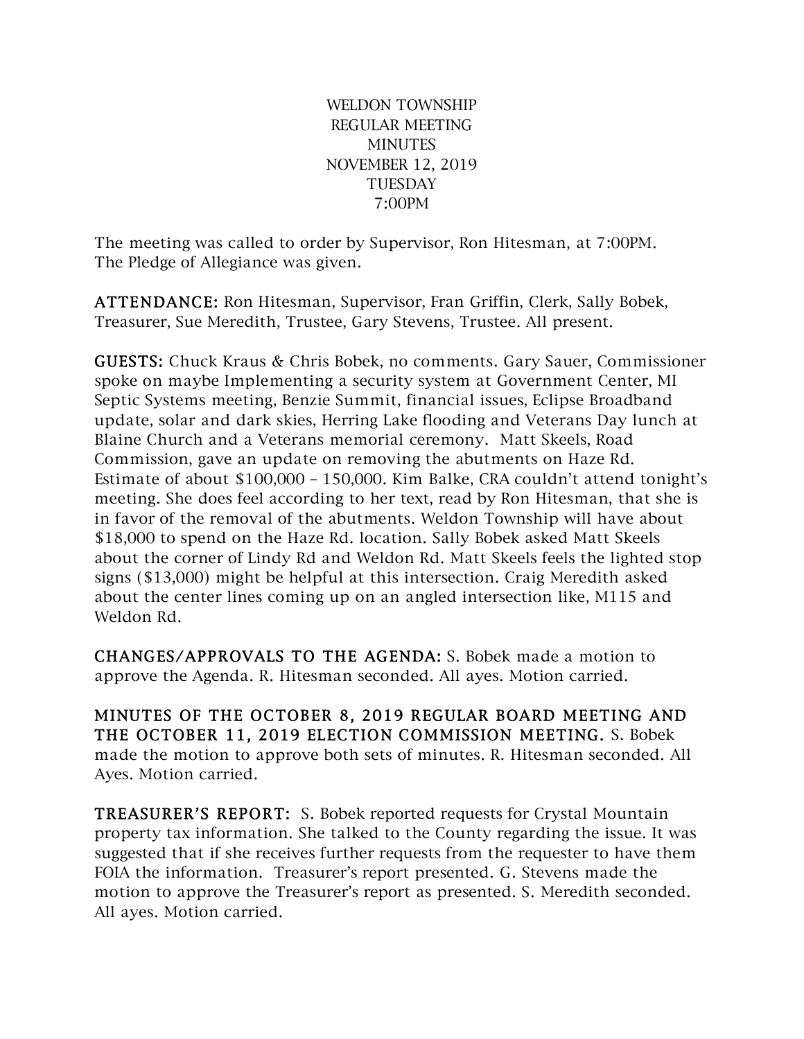WELDON TOWNSHIP
REGULAR MEETING
MINUTES
NOVEMBER 12, 2019
TUESDAY
7:00PM

The meeting was called to order by Supervisor, Ron Hitesman, at 7:00PM.
The Pledge of Allegiance was given.

**ATTENDANCE:** Ron Hitesman, Supervisor, Fran Griffin, Clerk, Sally Bobek, Treasurer, Sue Meredith, Trustee, Gary Stevens, Trustee. All present.

**GUESTS:** Chuck Kraus & Chris Bobek, no comments. Gary Sauer, Commissioner spoke on maybe Implementing a security system at Government Center, MI Septic Systems meeting, Benzie Summit, financial issues, Eclipse Broadband update, solar and dark skies, Herring Lake flooding and Veterans Day lunch at Blaine Church and a Veterans memorial ceremony. Matt Skeels, Road Commission, gave an update on removing the abutments on Haze Rd. Estimate of about $100,000 – 150,000. Kim Balke, CRA couldn't attend tonight's meeting. She does feel according to her text, read by Ron Hitesman, that she is in favor of the removal of the abutments. Weldon Township will have about $18,000 to spend on the Haze Rd. location. Sally Bobek asked Matt Skeels about the corner of Lindy Rd and Weldon Rd. Matt Skeels feels the lighted stop signs ($13,000) might be helpful at this intersection. Craig Meredith asked about the center lines coming up on an angled intersection like, M115 and Weldon Rd.

**CHANGES/APPROVALS TO THE AGENDA:** S. Bobek made a motion to approve the Agenda. R. Hitesman seconded. All ayes. Motion carried.

**MINUTES OF THE OCTOBER 8, 2019 REGULAR BOARD MEETING AND THE OCTOBER 11, 2019 ELECTION COMMISSION MEETING.** S. Bobek made the motion to approve both sets of minutes. R. Hitesman seconded. All Ayes. Motion carried.

**TREASURER'S REPORT:** S. Bobek reported requests for Crystal Mountain property tax information. She talked to the County regarding the issue. It was suggested that if she receives further requests from the requester to have them FOIA the information. Treasurer's report presented. G. Stevens made the motion to approve the Treasurer's report as presented. S. Meredith seconded. All ayes. Motion carried.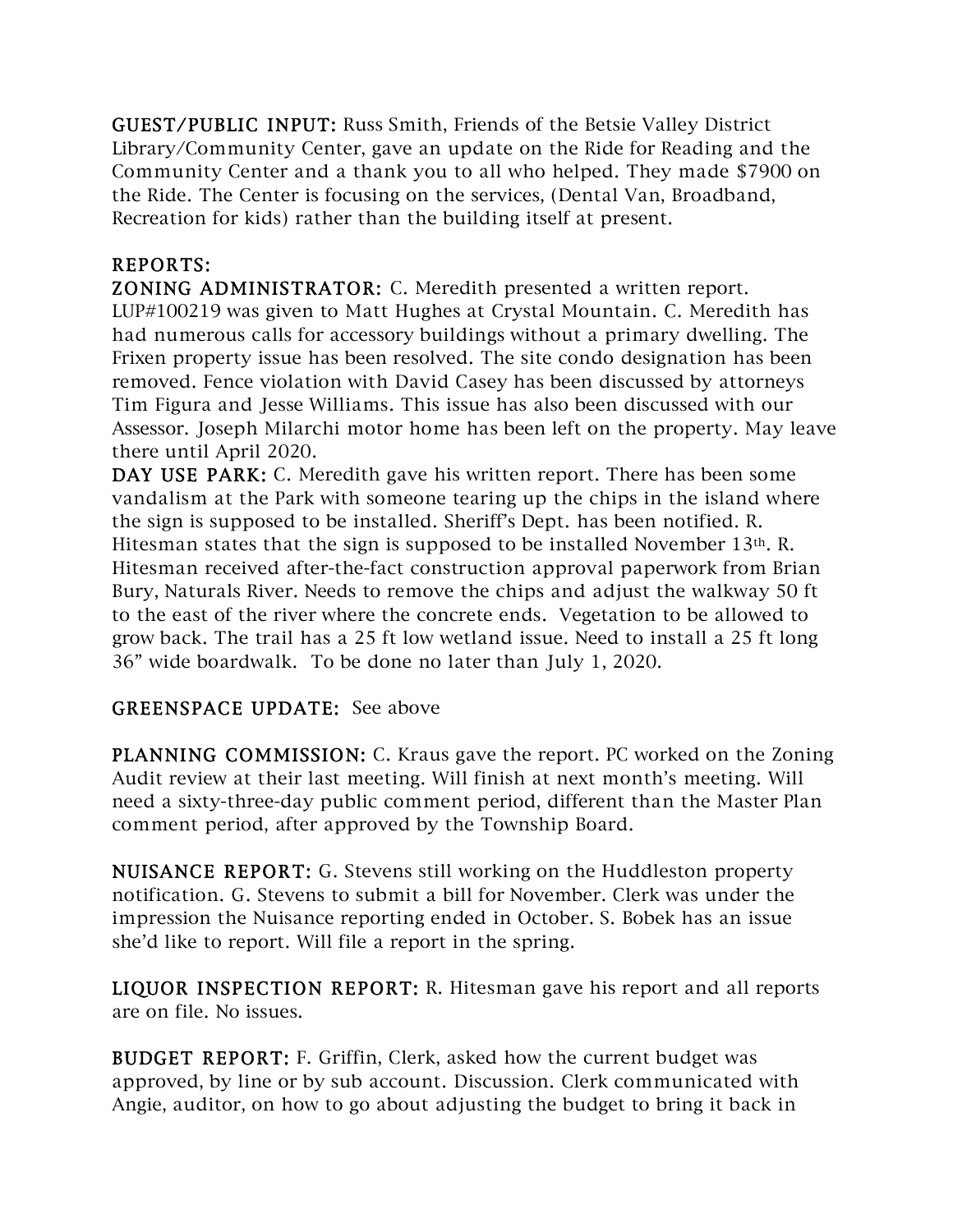**GUEST/PUBLIC INPUT:** Russ Smith, Friends of the Betsie Valley District Library/Community Center, gave an update on the Ride for Reading and the Community Center and a thank you to all who helped. They made $7900 on the Ride. The Center is focusing on the services, (Dental Van, Broadband, Recreation for kids) rather than the building itself at present.

**REPORTS:**

**ZONING ADMINISTRATOR:** C. Meredith presented a written report. LUP#100219 was given to Matt Hughes at Crystal Mountain. C. Meredith has had numerous calls for accessory buildings without a primary dwelling. The Frixen property issue has been resolved. The site condo designation has been removed. Fence violation with David Casey has been discussed by attorneys Tim Figura and Jesse Williams. This issue has also been discussed with our Assessor. Joseph Milarchi motor home has been left on the property. May leave there until April 2020.

**DAY USE PARK:** C. Meredith gave his written report. There has been some vandalism at the Park with someone tearing up the chips in the island where the sign is supposed to be installed. Sheriff's Dept. has been notified. R. Hitesman states that the sign is supposed to be installed November 13th. R. Hitesman received after-the-fact construction approval paperwork from Brian Bury, Naturals River. Needs to remove the chips and adjust the walkway 50 ft to the east of the river where the concrete ends. Vegetation to be allowed to grow back. The trail has a 25 ft low wetland issue. Need to install a 25 ft long 36" wide boardwalk. To be done no later than July 1, 2020.

**GREENSPACE UPDATE:** See above

**PLANNING COMMISSION:** C. Kraus gave the report. PC worked on the Zoning Audit review at their last meeting. Will finish at next month's meeting. Will need a sixty-three-day public comment period, different than the Master Plan comment period, after approved by the Township Board.

**NUISANCE REPORT:** G. Stevens still working on the Huddleston property notification. G. Stevens to submit a bill for November. Clerk was under the impression the Nuisance reporting ended in October. S. Bobek has an issue she'd like to report. Will file a report in the spring.

**LIQUOR INSPECTION REPORT:** R. Hitesman gave his report and all reports are on file. No issues.

**BUDGET REPORT:** F. Griffin, Clerk, asked how the current budget was approved, by line or by sub account. Discussion. Clerk communicated with Angie, auditor, on how to go about adjusting the budget to bring it back in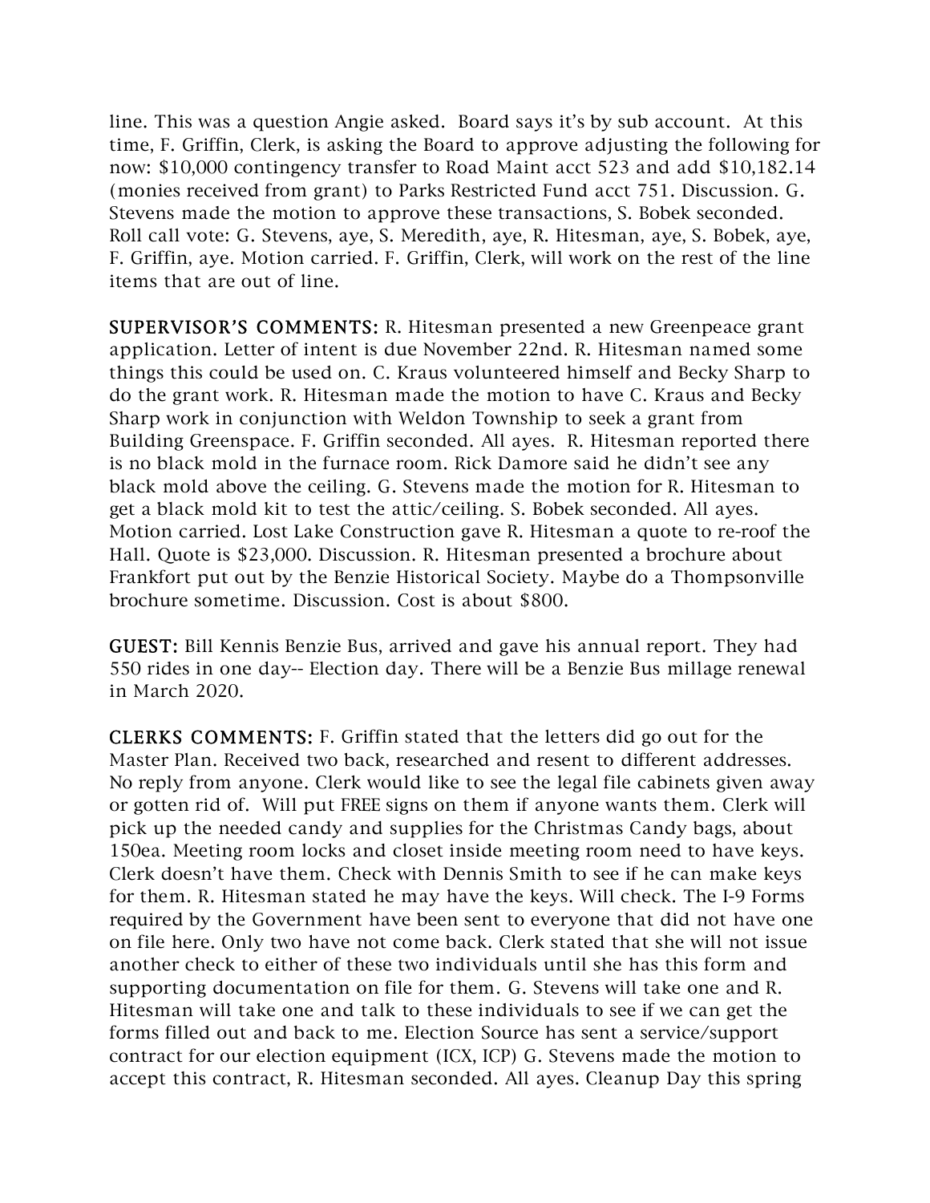line. This was a question Angie asked. Board says it's by sub account. At this time, F. Griffin, Clerk, is asking the Board to approve adjusting the following for now: $10,000 contingency transfer to Road Maint acct 523 and add $10,182.14 (monies received from grant) to Parks Restricted Fund acct 751. Discussion. G. Stevens made the motion to approve these transactions, S. Bobek seconded. Roll call vote: G. Stevens, aye, S. Meredith, aye, R. Hitesman, aye, S. Bobek, aye, F. Griffin, aye. Motion carried. F. Griffin, Clerk, will work on the rest of the line items that are out of line.

**SUPERVISOR'S COMMENTS:** R. Hitesman presented a new Greenpeace grant application. Letter of intent is due November 22nd. R. Hitesman named some things this could be used on. C. Kraus volunteered himself and Becky Sharp to do the grant work. R. Hitesman made the motion to have C. Kraus and Becky Sharp work in conjunction with Weldon Township to seek a grant from Building Greenspace. F. Griffin seconded. All ayes. R. Hitesman reported there is no black mold in the furnace room. Rick Damore said he didn't see any black mold above the ceiling. G. Stevens made the motion for R. Hitesman to get a black mold kit to test the attic/ceiling. S. Bobek seconded. All ayes. Motion carried. Lost Lake Construction gave R. Hitesman a quote to re-roof the Hall. Quote is $23,000. Discussion. R. Hitesman presented a brochure about Frankfort put out by the Benzie Historical Society. Maybe do a Thompsonville brochure sometime. Discussion. Cost is about $800.

**GUEST:** Bill Kennis Benzie Bus, arrived and gave his annual report. They had 550 rides in one day-- Election day. There will be a Benzie Bus millage renewal in March 2020.

**CLERKS COMMENTS:** F. Griffin stated that the letters did go out for the Master Plan. Received two back, researched and resent to different addresses. No reply from anyone. Clerk would like to see the legal file cabinets given away or gotten rid of. Will put FREE signs on them if anyone wants them. Clerk will pick up the needed candy and supplies for the Christmas Candy bags, about 150ea. Meeting room locks and closet inside meeting room need to have keys. Clerk doesn't have them. Check with Dennis Smith to see if he can make keys for them. R. Hitesman stated he may have the keys. Will check. The I-9 Forms required by the Government have been sent to everyone that did not have one on file here. Only two have not come back. Clerk stated that she will not issue another check to either of these two individuals until she has this form and supporting documentation on file for them. G. Stevens will take one and R. Hitesman will take one and talk to these individuals to see if we can get the forms filled out and back to me. Election Source has sent a service/support contract for our election equipment (ICX, ICP) G. Stevens made the motion to accept this contract, R. Hitesman seconded. All ayes. Cleanup Day this spring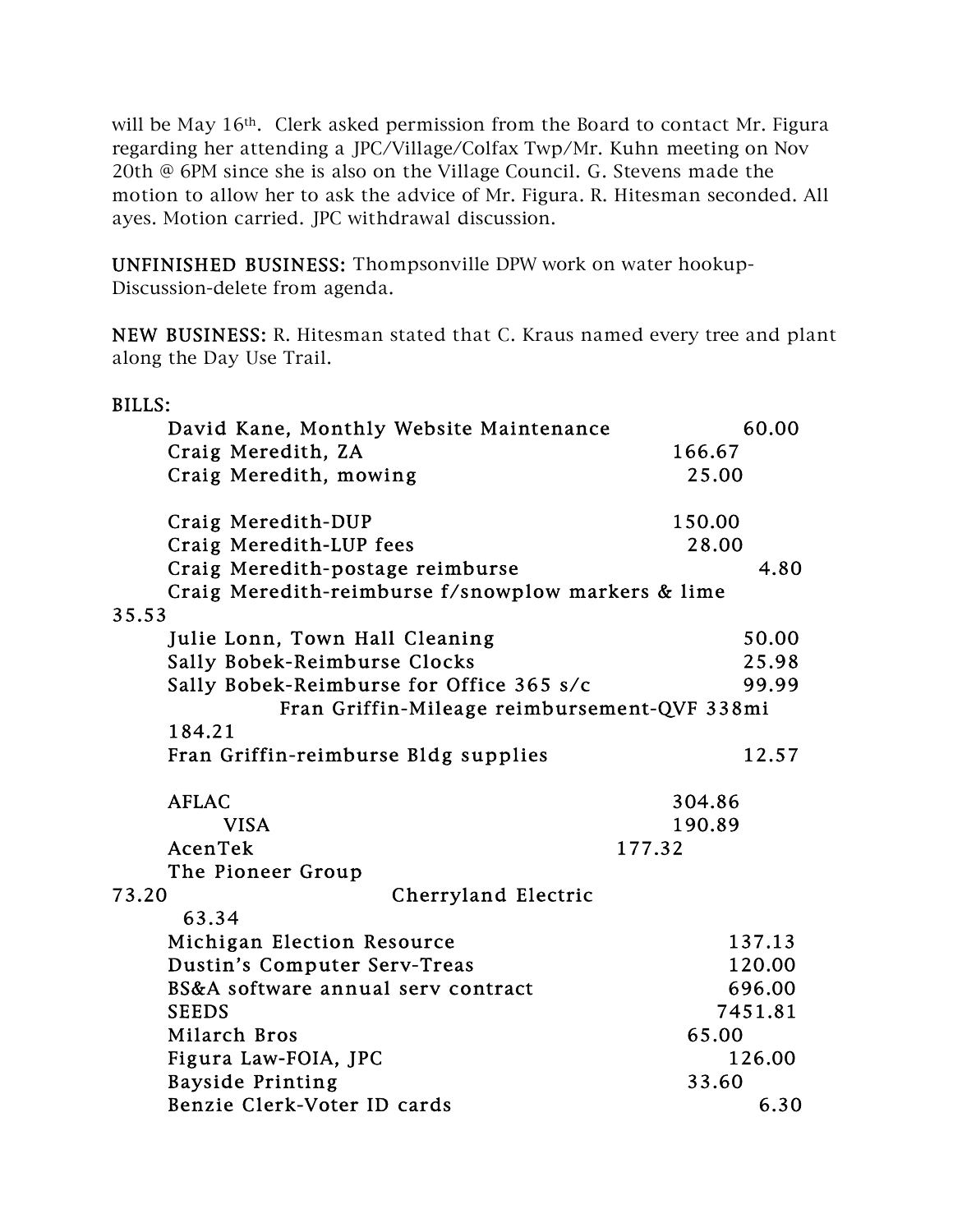will be May 16th. Clerk asked permission from the Board to contact Mr. Figura regarding her attending a JPC/Village/Colfax Twp/Mr. Kuhn meeting on Nov 20th @ 6PM since she is also on the Village Council. G. Stevens made the motion to allow her to ask the advice of Mr. Figura. R. Hitesman seconded. All ayes. Motion carried. JPC withdrawal discussion.

**UNFINISHED BUSINESS:** Thompsonville DPW work on water hookup-Discussion-delete from agenda.

**NEW BUSINESS:** R. Hitesman stated that C. Kraus named every tree and plant along the Day Use Trail.

**BILLS:**

| | |
|---|---|
| David Kane, Monthly Website Maintenance | 60.00 |
| Craig Meredith, ZA | 166.67 |
| Craig Meredith, mowing | 25.00 |
| Craig Meredith-DUP | 150.00 |
| Craig Meredith-LUP fees | 28.00 |
| Craig Meredith-postage reimburse | 4.80 |
| Craig Meredith-reimburse f/snowplow markers & lime | 35.53 |
| Julie Lonn, Town Hall Cleaning | 50.00 |
| Sally Bobek-Reimburse Clocks | 25.98 |
| Sally Bobek-Reimburse for Office 365 s/c | 99.99 |
| Fran Griffin-Mileage reimbursement-QVF 338mi | 184.21 |
| Fran Griffin-reimburse Bldg supplies | 12.57 |
| AFLAC | 304.86 |
| VISA | 190.89 |
| AcenTek | 177.32 |
| The Pioneer Group | 73.20 |
| Cherryland Electric | 63.34 |
| Michigan Election Resource | 137.13 |
| Dustin's Computer Serv-Treas | 120.00 |
| BS&A software annual serv contract | 696.00 |
| SEEDS | 7451.81 |
| Milarch Bros | 65.00 |
| Figura Law-FOIA, JPC | 126.00 |
| Bayside Printing | 33.60 |
| Benzie Clerk-Voter ID cards | 6.30 |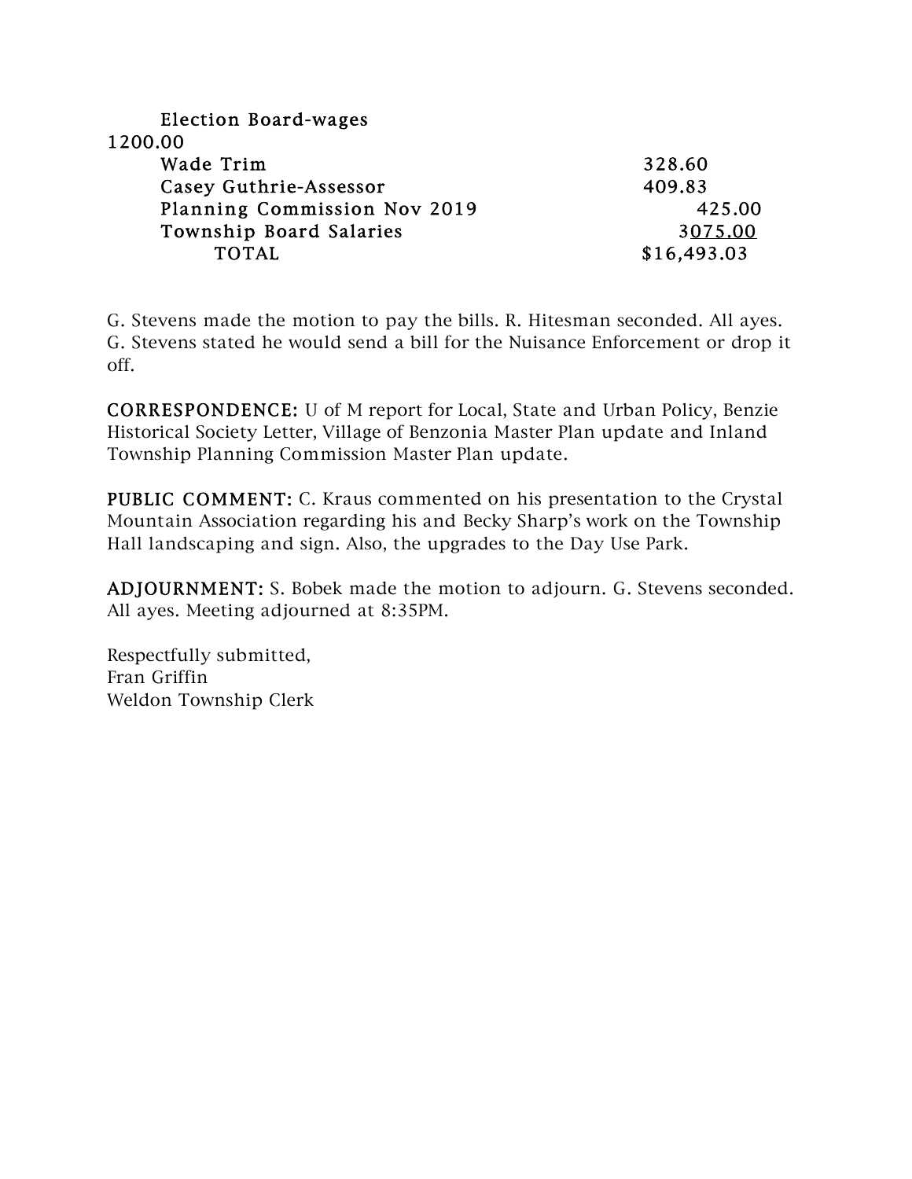| | |
|---|---|
| Election Board-wages | 1200.00 |
| Wade Trim | 328.60 |
| Casey Guthrie-Assessor | 409.83 |
| Planning Commission Nov 2019 | 425.00 |
| Township Board Salaries | 3075.00 |
| TOTAL | $16,493.03 |

G. Stevens made the motion to pay the bills. R. Hitesman seconded. All ayes. G. Stevens stated he would send a bill for the Nuisance Enforcement or drop it off.

**CORRESPONDENCE:** U of M report for Local, State and Urban Policy, Benzie Historical Society Letter, Village of Benzonia Master Plan update and Inland Township Planning Commission Master Plan update.

**PUBLIC COMMENT:** C. Kraus commented on his presentation to the Crystal Mountain Association regarding his and Becky Sharp's work on the Township Hall landscaping and sign. Also, the upgrades to the Day Use Park.

**ADJOURNMENT:** S. Bobek made the motion to adjourn. G. Stevens seconded. All ayes. Meeting adjourned at 8:35PM.

Respectfully submitted,
Fran Griffin
Weldon Township Clerk